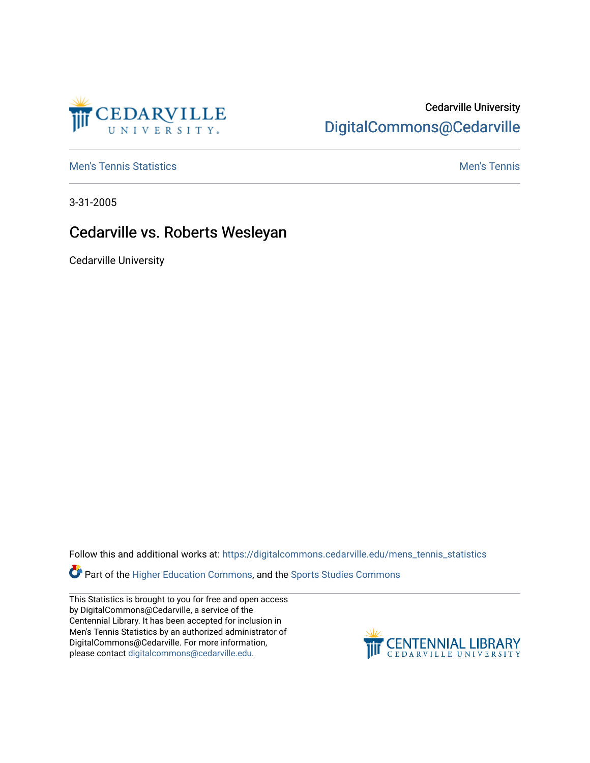Cedarville University

DigitalCommons@Cedarville

Men's Tennis Statistics

Men's Tennis

3-31-2005

# Cedarville vs. Roberts Wesleyan

Cedarville University

Follow this and additional works at: https://digitalcommons.cedarville.edu/mens_tennis_statistics

Part of the Higher Education Commons, and the Sports Studies Commons

This Statistics is brought to you for free and open access by DigitalCommons@Cedarville, a service of the Centennial Library. It has been accepted for inclusion in Men's Tennis Statistics by an authorized administrator of DigitalCommons@Cedarville. For more information, please contact digitalcommons@cedarville.edu.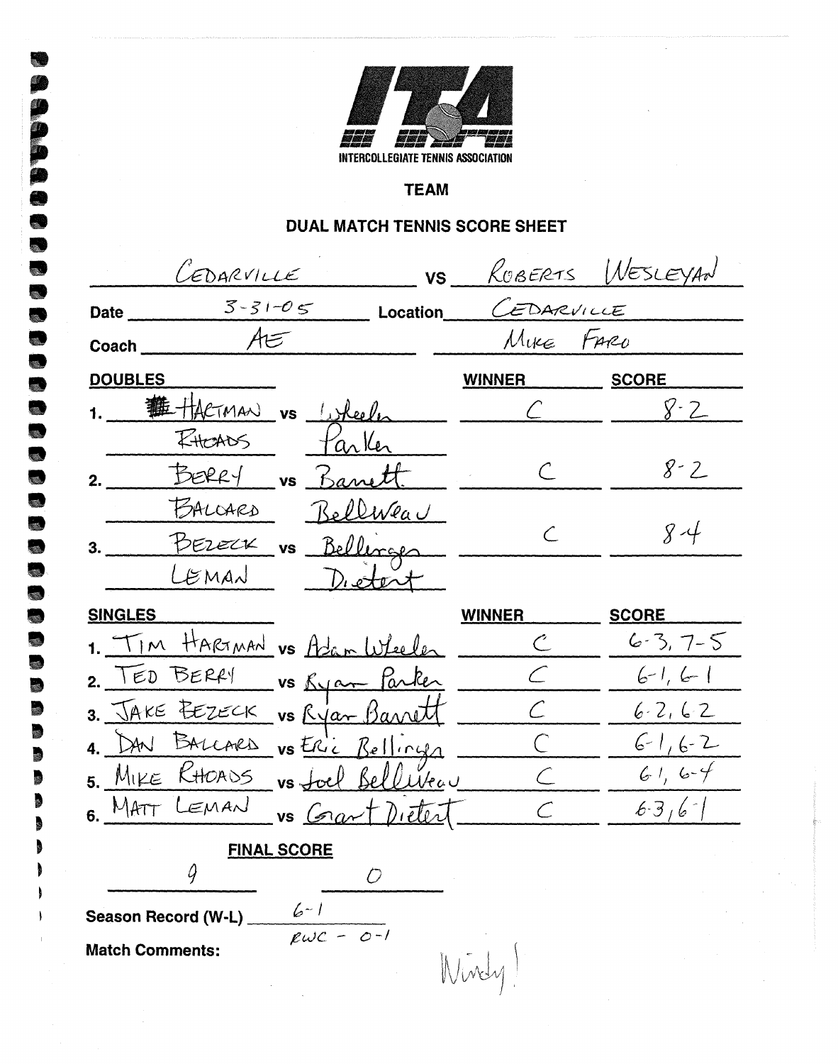INTERCOLLEGIATE TENNIS ASSOCIATION

## TEAM

## DUAL MATCH TENNIS SCORE SHEET

CEDARVILLE vs ROBERTS WESLEYAN

Date 3-31-05 Location CEDARVILLE

Coach AE MIKE FARO

| DOUBLES | | | WINNER | SCORE |
|---|---|---|---|---|
| 1. HARTMAN / RHOADS | vs | Wheeler / Parker | C | 8-2 |
| 2. BERRY / BALLARD | vs | Barrett / Belliveau | C | 8-2 |
| 3. BEZECK / LEMAN | vs | Bellinger / Dietert | C | 8-4 |

| SINGLES | | | WINNER | SCORE |
|---|---|---|---|---|
| 1. TIM HARTMAN | vs | Adam Wheeler | C | 6-3, 7-5 |
| 2. TED BERRY | vs | Ryan Parker | C | 6-1, 6-1 |
| 3. JAKE BEZECK | vs | Ryan Barrett | C | 6-2, 6-2 |
| 4. DAN BALLARD | vs | Eric Bellinger | C | 6-1, 6-2 |
| 5. MIKE RHOADS | vs | Joel Belliveau | C | 6-1, 6-4 |
| 6. MATT LEMAN | vs | Grant Dietert | C | 6-3, 6-1 |

**FINAL SCORE**

9 0

Season Record (W-L) 6-1

RWC - 0-1

Match Comments:

Windy!